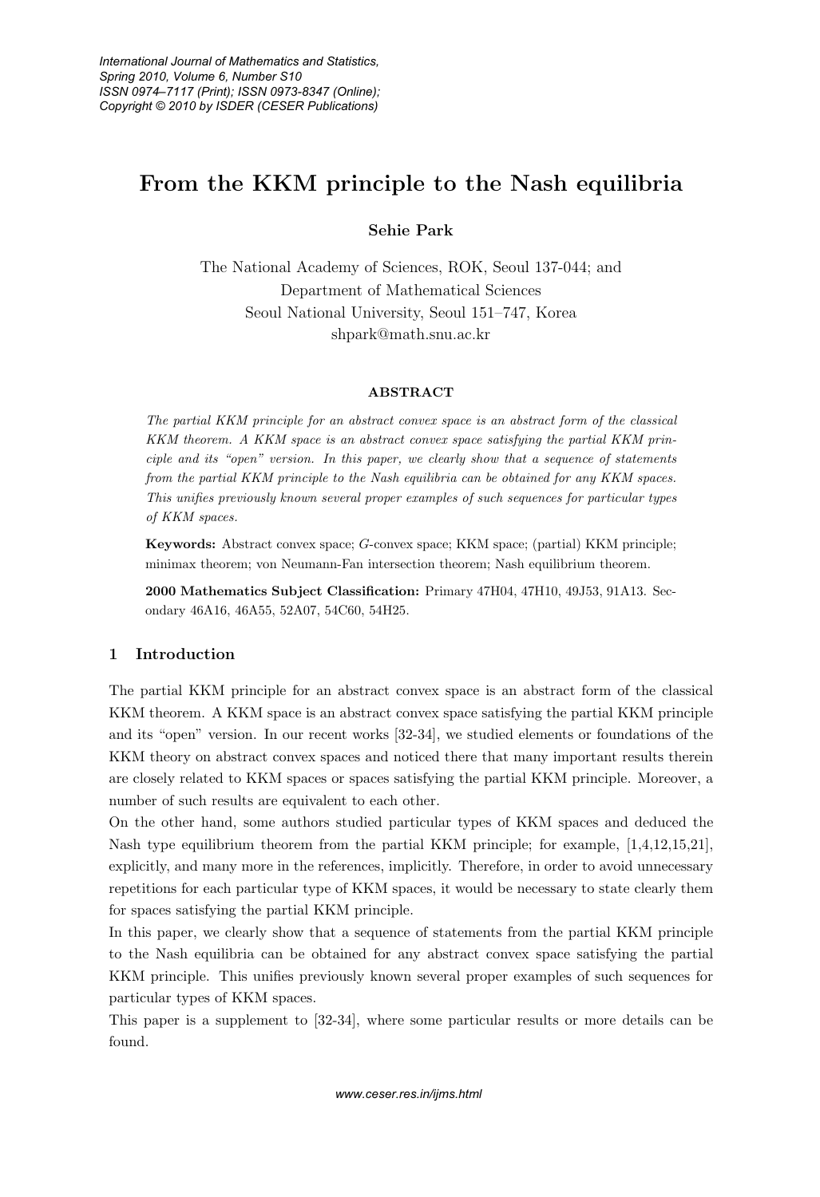# From the KKM principle to the Nash equilibria

**Sehie Park**

The National Academy of Sciences, ROK, Seoul 137-044; and
Department of Mathematical Sciences
Seoul National University, Seoul 151–747, Korea
shpark@math.snu.ac.kr

**ABSTRACT**

*The partial KKM principle for an abstract convex space is an abstract form of the classical KKM theorem. A KKM space is an abstract convex space satisfying the partial KKM principle and its "open" version. In this paper, we clearly show that a sequence of statements from the partial KKM principle to the Nash equilibria can be obtained for any KKM spaces. This unifies previously known several proper examples of such sequences for particular types of KKM spaces.*

**Keywords:** Abstract convex space; $G$-convex space; KKM space; (partial) KKM principle; minimax theorem; von Neumann-Fan intersection theorem; Nash equilibrium theorem.

**2000 Mathematics Subject Classification:** Primary 47H04, 47H10, 49J53, 91A13. Secondary 46A16, 46A55, 52A07, 54C60, 54H25.

## 1 Introduction

The partial KKM principle for an abstract convex space is an abstract form of the classical KKM theorem. A KKM space is an abstract convex space satisfying the partial KKM principle and its "open" version. In our recent works [32-34], we studied elements or foundations of the KKM theory on abstract convex spaces and noticed there that many important results therein are closely related to KKM spaces or spaces satisfying the partial KKM principle. Moreover, a number of such results are equivalent to each other.

On the other hand, some authors studied particular types of KKM spaces and deduced the Nash type equilibrium theorem from the partial KKM principle; for example, [1,4,12,15,21], explicitly, and many more in the references, implicitly. Therefore, in order to avoid unnecessary repetitions for each particular type of KKM spaces, it would be necessary to state clearly them for spaces satisfying the partial KKM principle.

In this paper, we clearly show that a sequence of statements from the partial KKM principle to the Nash equilibria can be obtained for any abstract convex space satisfying the partial KKM principle. This unifies previously known several proper examples of such sequences for particular types of KKM spaces.

This paper is a supplement to [32-34], where some particular results or more details can be found.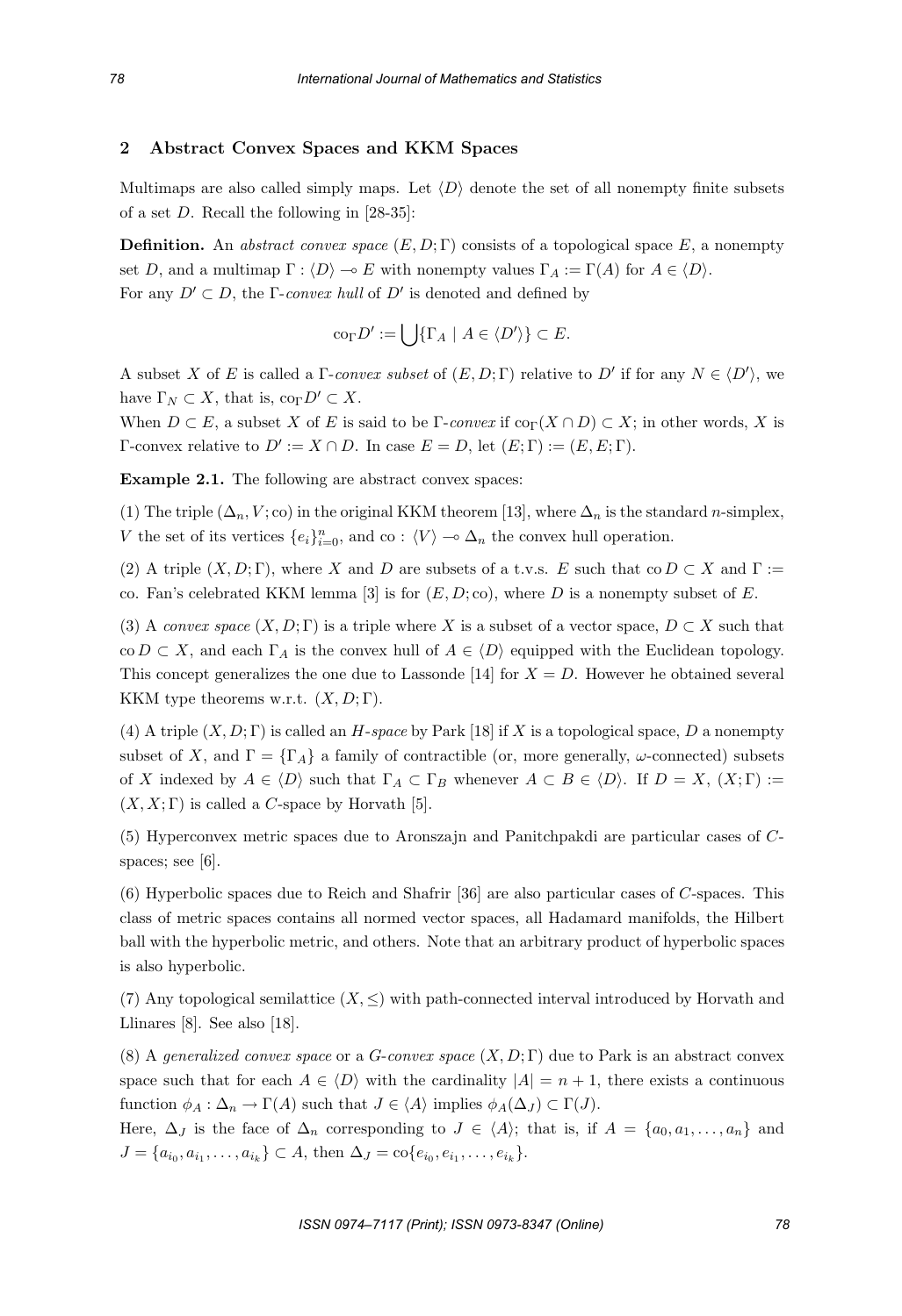## 2 Abstract Convex Spaces and KKM Spaces

Multimaps are also called simply maps. Let $\langle D \rangle$ denote the set of all nonempty finite subsets of a set $D$. Recall the following in [28-35]:

**Definition.** An *abstract convex space* $(E, D; \Gamma)$ consists of a topological space $E$, a nonempty set $D$, and a multimap $\Gamma : \langle D \rangle \multimap E$ with nonempty values $\Gamma_A := \Gamma(A)$ for $A \in \langle D \rangle$.
For any $D' \subset D$, the $\Gamma$-*convex hull* of $D'$ is denoted and defined by

$$\mathrm{co}_\Gamma D' := \bigcup \{\Gamma_A \mid A \in \langle D' \rangle\} \subset E.$$

A subset $X$ of $E$ is called a $\Gamma$-*convex subset* of $(E, D; \Gamma)$ relative to $D'$ if for any $N \in \langle D' \rangle$, we have $\Gamma_N \subset X$, that is, $\mathrm{co}_\Gamma D' \subset X$.
When $D \subset E$, a subset $X$ of $E$ is said to be $\Gamma$-*convex* if $\mathrm{co}_\Gamma(X \cap D) \subset X$; in other words, $X$ is $\Gamma$-convex relative to $D' := X \cap D$. In case $E = D$, let $(E; \Gamma) := (E, E; \Gamma)$.

**Example 2.1.** The following are abstract convex spaces:

(1) The triple $(\Delta_n, V; \mathrm{co})$ in the original KKM theorem [13], where $\Delta_n$ is the standard $n$-simplex, $V$ the set of its vertices $\{e_i\}_{i=0}^n$, and $\mathrm{co} : \langle V \rangle \multimap \Delta_n$ the convex hull operation.

(2) A triple $(X, D; \Gamma)$, where $X$ and $D$ are subsets of a t.v.s. $E$ such that $\mathrm{co}\, D \subset X$ and $\Gamma :=$ co. Fan's celebrated KKM lemma [3] is for $(E, D; \mathrm{co})$, where $D$ is a nonempty subset of $E$.

(3) A *convex space* $(X, D; \Gamma)$ is a triple where $X$ is a subset of a vector space, $D \subset X$ such that $\mathrm{co}\, D \subset X$, and each $\Gamma_A$ is the convex hull of $A \in \langle D \rangle$ equipped with the Euclidean topology. This concept generalizes the one due to Lassonde [14] for $X = D$. However he obtained several KKM type theorems w.r.t. $(X, D; \Gamma)$.

(4) A triple $(X, D; \Gamma)$ is called an *H-space* by Park [18] if $X$ is a topological space, $D$ a nonempty subset of $X$, and $\Gamma = \{\Gamma_A\}$ a family of contractible (or, more generally, $\omega$-connected) subsets of $X$ indexed by $A \in \langle D \rangle$ such that $\Gamma_A \subset \Gamma_B$ whenever $A \subset B \in \langle D \rangle$. If $D = X$, $(X; \Gamma) := (X, X; \Gamma)$ is called a $C$-space by Horvath [5].

(5) Hyperconvex metric spaces due to Aronszajn and Panitchpakdi are particular cases of $C$-spaces; see [6].

(6) Hyperbolic spaces due to Reich and Shafrir [36] are also particular cases of $C$-spaces. This class of metric spaces contains all normed vector spaces, all Hadamard manifolds, the Hilbert ball with the hyperbolic metric, and others. Note that an arbitrary product of hyperbolic spaces is also hyperbolic.

(7) Any topological semilattice $(X, \leq)$ with path-connected interval introduced by Horvath and Llinares [8]. See also [18].

(8) A *generalized convex space* or a *G-convex space* $(X, D; \Gamma)$ due to Park is an abstract convex space such that for each $A \in \langle D \rangle$ with the cardinality $|A| = n + 1$, there exists a continuous function $\phi_A : \Delta_n \to \Gamma(A)$ such that $J \in \langle A \rangle$ implies $\phi_A(\Delta_J) \subset \Gamma(J)$.
Here, $\Delta_J$ is the face of $\Delta_n$ corresponding to $J \in \langle A \rangle$; that is, if $A = \{a_0, a_1, \ldots, a_n\}$ and $J = \{a_{i_0}, a_{i_1}, \ldots, a_{i_k}\} \subset A$, then $\Delta_J = \mathrm{co}\{e_{i_0}, e_{i_1}, \ldots, e_{i_k}\}$.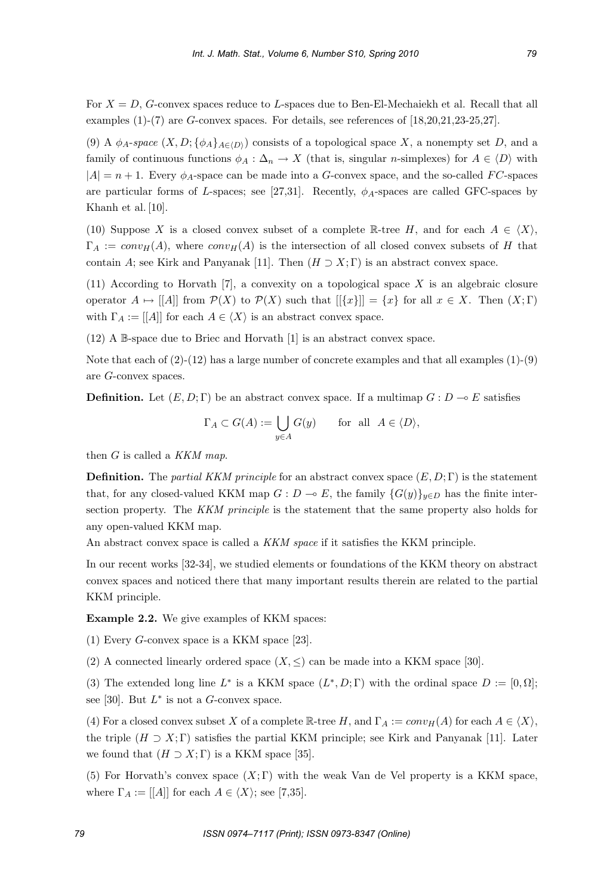For $X = D$, $G$-convex spaces reduce to $L$-spaces due to Ben-El-Mechaiekh et al. Recall that all examples (1)-(7) are $G$-convex spaces. For details, see references of [18,20,21,23-25,27].

(9) A *$\phi_A$-space* $(X, D; \{\phi_A\}_{A \in \langle D \rangle})$ consists of a topological space $X$, a nonempty set $D$, and a family of continuous functions $\phi_A : \Delta_n \to X$ (that is, singular $n$-simplexes) for $A \in \langle D \rangle$ with $|A| = n + 1$. Every $\phi_A$-space can be made into a $G$-convex space, and the so-called $FC$-spaces are particular forms of $L$-spaces; see [27,31]. Recently, $\phi_A$-spaces are called GFC-spaces by Khanh et al. [10].

(10) Suppose $X$ is a closed convex subset of a complete $\mathbb{R}$-tree $H$, and for each $A \in \langle X \rangle$, $\Gamma_A := conv_H(A)$, where $conv_H(A)$ is the intersection of all closed convex subsets of $H$ that contain $A$; see Kirk and Panyanak [11]. Then $(H \supset X; \Gamma)$ is an abstract convex space.

(11) According to Horvath [7], a convexity on a topological space $X$ is an algebraic closure operator $A \mapsto [[A]]$ from $\mathcal{P}(X)$ to $\mathcal{P}(X)$ such that $[[\{x\}]] = \{x\}$ for all $x \in X$. Then $(X; \Gamma)$ with $\Gamma_A := [[A]]$ for each $A \in \langle X \rangle$ is an abstract convex space.

(12) A $\mathbb{B}$-space due to Briec and Horvath [1] is an abstract convex space.

Note that each of (2)-(12) has a large number of concrete examples and that all examples (1)-(9) are $G$-convex spaces.

**Definition.** Let $(E, D; \Gamma)$ be an abstract convex space. If a multimap $G : D \multimap E$ satisfies

$$\Gamma_A \subset G(A) := \bigcup_{y \in A} G(y) \qquad \text{for all} \quad A \in \langle D \rangle,$$

then $G$ is called a *KKM map*.

**Definition.** The *partial KKM principle* for an abstract convex space $(E, D; \Gamma)$ is the statement that, for any closed-valued KKM map $G : D \multimap E$, the family $\{G(y)\}_{y \in D}$ has the finite intersection property. The *KKM principle* is the statement that the same property also holds for any open-valued KKM map.

An abstract convex space is called a *KKM space* if it satisfies the KKM principle.

In our recent works [32-34], we studied elements or foundations of the KKM theory on abstract convex spaces and noticed there that many important results therein are related to the partial KKM principle.

**Example 2.2.** We give examples of KKM spaces:

(1) Every $G$-convex space is a KKM space [23].

(2) A connected linearly ordered space $(X, \leq)$ can be made into a KKM space [30].

(3) The extended long line $L^*$ is a KKM space $(L^*, D; \Gamma)$ with the ordinal space $D := [0, \Omega]$; see [30]. But $L^*$ is not a $G$-convex space.

(4) For a closed convex subset $X$ of a complete $\mathbb{R}$-tree $H$, and $\Gamma_A := conv_H(A)$ for each $A \in \langle X \rangle$, the triple $(H \supset X; \Gamma)$ satisfies the partial KKM principle; see Kirk and Panyanak [11]. Later we found that $(H \supset X; \Gamma)$ is a KKM space [35].

(5) For Horvath's convex space $(X; \Gamma)$ with the weak Van de Vel property is a KKM space, where $\Gamma_A := [[A]]$ for each $A \in \langle X \rangle$; see [7,35].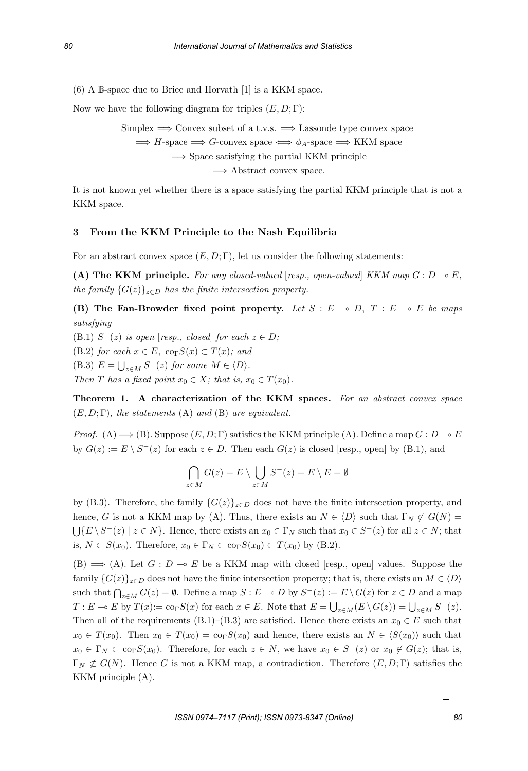(6) A $\mathbb{B}$-space due to Briec and Horvath [1] is a KKM space.

Now we have the following diagram for triples $(E, D; \Gamma)$:

$$\begin{gathered}\text{Simplex} \Longrightarrow \text{Convex subset of a t.v.s.} \Longrightarrow \text{Lassonde type convex space}\\ \Longrightarrow H\text{-space} \Longrightarrow G\text{-convex space} \Longleftrightarrow \phi_A\text{-space} \Longrightarrow \text{KKM space}\\ \Longrightarrow \text{Space satisfying the partial KKM principle}\\ \Longrightarrow \text{Abstract convex space.}\end{gathered}$$

It is not known yet whether there is a space satisfying the partial KKM principle that is not a KKM space.

## 3 From the KKM Principle to the Nash Equilibria

For an abstract convex space $(E, D; \Gamma)$, let us consider the following statements:

**(A) The KKM principle.** *For any closed-valued [resp., open-valued] KKM map $G : D \multimap E$, the family $\{G(z)\}_{z\in D}$ has the finite intersection property.*

**(B) The Fan-Browder fixed point property.** *Let $S : E \multimap D$, $T : E \multimap E$ be maps satisfying*

(B.1) *$S^-(z)$ is open [resp., closed] for each $z \in D$;*

(B.2) *for each $x \in E$, $\mathrm{co}_\Gamma S(x) \subset T(x)$; and*

(B.3) *$E = \bigcup_{z\in M} S^-(z)$ for some $M \in \langle D\rangle$.*

*Then $T$ has a fixed point $x_0 \in X$; that is, $x_0 \in T(x_0)$.*

**Theorem 1. A characterization of the KKM spaces.** *For an abstract convex space $(E, D; \Gamma)$, the statements* (A) *and* (B) *are equivalent.*

*Proof.* (A) $\Longrightarrow$ (B). Suppose $(E, D; \Gamma)$ satisfies the KKM principle (A). Define a map $G : D \multimap E$ by $G(z) := E \setminus S^-(z)$ for each $z \in D$. Then each $G(z)$ is closed [resp., open] by (B.1), and

$$\bigcap_{z\in M} G(z) = E \setminus \bigcup_{z\in M} S^-(z) = E \setminus E = \emptyset$$

by (B.3). Therefore, the family $\{G(z)\}_{z\in D}$ does not have the finite intersection property, and hence, $G$ is not a KKM map by (A). Thus, there exists an $N \in \langle D\rangle$ such that $\Gamma_N \not\subset G(N) = \bigcup\{E \setminus S^-(z) \mid z \in N\}$. Hence, there exists an $x_0 \in \Gamma_N$ such that $x_0 \in S^-(z)$ for all $z \in N$; that is, $N \subset S(x_0)$. Therefore, $x_0 \in \Gamma_N \subset \mathrm{co}_\Gamma S(x_0) \subset T(x_0)$ by (B.2).

(B) $\Longrightarrow$ (A). Let $G : D \multimap E$ be a KKM map with closed [resp., open] values. Suppose the family $\{G(z)\}_{z\in D}$ does not have the finite intersection property; that is, there exists an $M \in \langle D\rangle$ such that $\bigcap_{z\in M} G(z) = \emptyset$. Define a map $S : E \multimap D$ by $S^-(z) := E\setminus G(z)$ for $z \in D$ and a map $T : E \multimap E$ by $T(x) := \mathrm{co}_\Gamma S(x)$ for each $x \in E$. Note that $E = \bigcup_{z\in M}(E \setminus G(z)) = \bigcup_{z\in M} S^-(z)$. Then all of the requirements (B.1)–(B.3) are satisfied. Hence there exists an $x_0 \in E$ such that $x_0 \in T(x_0)$. Then $x_0 \in T(x_0) = \mathrm{co}_\Gamma S(x_0)$ and hence, there exists an $N \in \langle S(x_0)\rangle$ such that $x_0 \in \Gamma_N \subset \mathrm{co}_\Gamma S(x_0)$. Therefore, for each $z \in N$, we have $x_0 \in S^-(z)$ or $x_0 \notin G(z)$; that is, $\Gamma_N \not\subset G(N)$. Hence $G$ is not a KKM map, a contradiction. Therefore $(E, D; \Gamma)$ satisfies the KKM principle (A).

□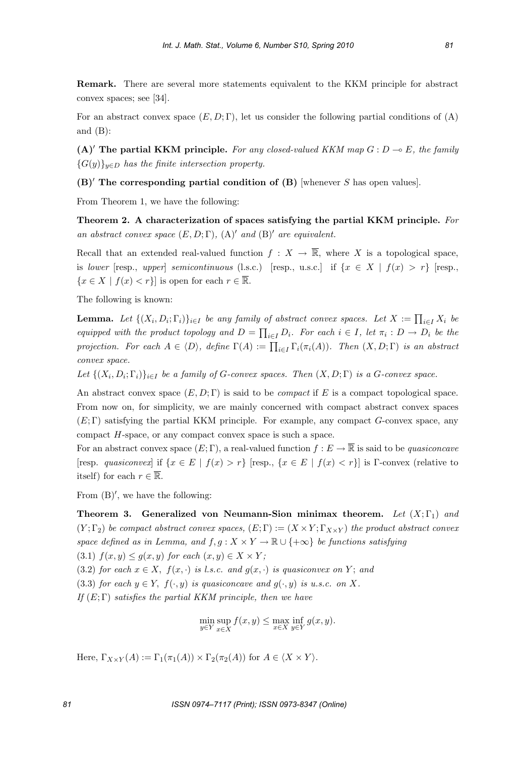**Remark.** There are several more statements equivalent to the KKM principle for abstract convex spaces; see [34].

For an abstract convex space $(E, D; \Gamma)$, let us consider the following partial conditions of (A) and (B):

**(A)′ The partial KKM principle.** *For any closed-valued KKM map $G : D \multimap E$, the family $\{G(y)\}_{y \in D}$ has the finite intersection property.*

**(B)′ The corresponding partial condition of (B)** [whenever $S$ has open values].

From Theorem 1, we have the following:

**Theorem 2. A characterization of spaces satisfying the partial KKM principle.** *For an abstract convex space $(E, D; \Gamma)$, (A)′ and (B)′ are equivalent.*

Recall that an extended real-valued function $f : X \to \overline{\mathbb{R}}$, where $X$ is a topological space, is *lower* [resp., *upper*] *semicontinuous* (l.s.c.) [resp., u.s.c.] if $\{x \in X \mid f(x) > r\}$ [resp., $\{x \in X \mid f(x) < r\}$] is open for each $r \in \overline{\mathbb{R}}$.

The following is known:

**Lemma.** *Let $\{(X_i, D_i; \Gamma_i)\}_{i \in I}$ be any family of abstract convex spaces. Let $X := \prod_{i \in I} X_i$ be equipped with the product topology and $D = \prod_{i \in I} D_i$. For each $i \in I$, let $\pi_i : D \to D_i$ be the projection. For each $A \in \langle D \rangle$, define $\Gamma(A) := \prod_{i \in I} \Gamma_i(\pi_i(A))$. Then $(X, D; \Gamma)$ is an abstract convex space.*

*Let $\{(X_i, D_i; \Gamma_i)\}_{i \in I}$ be a family of G-convex spaces. Then $(X, D; \Gamma)$ is a G-convex space.*

An abstract convex space $(E, D; \Gamma)$ is said to be *compact* if $E$ is a compact topological space. From now on, for simplicity, we are mainly concerned with compact abstract convex spaces $(E; \Gamma)$ satisfying the partial KKM principle. For example, any compact $G$-convex space, any compact $H$-space, or any compact convex space is such a space.

For an abstract convex space $(E; \Gamma)$, a real-valued function $f : E \to \overline{\mathbb{R}}$ is said to be *quasiconcave* [resp. *quasiconvex*] if $\{x \in E \mid f(x) > r\}$ [resp., $\{x \in E \mid f(x) < r\}$] is $\Gamma$-convex (relative to itself) for each $r \in \overline{\mathbb{R}}$.

From (B)′, we have the following:

**Theorem 3. Generalized von Neumann-Sion minimax theorem.** *Let $(X; \Gamma_1)$ and $(Y; \Gamma_2)$ be compact abstract convex spaces, $(E; \Gamma) := (X \times Y; \Gamma_{X \times Y})$ the product abstract convex space defined as in Lemma, and $f, g : X \times Y \to \mathbb{R} \cup \{+\infty\}$ be functions satisfying*

(3.1) *$f(x, y) \leq g(x, y)$ for each $(x, y) \in X \times Y$;*

(3.2) *for each $x \in X$, $f(x, \cdot)$ is l.s.c. and $g(x, \cdot)$ is quasiconvex on $Y$; and*

(3.3) *for each $y \in Y$, $f(\cdot, y)$ is quasiconcave and $g(\cdot, y)$ is u.s.c. on $X$.*

*If $(E; \Gamma)$ satisfies the partial KKM principle, then we have*

$$\min_{y \in Y} \sup_{x \in X} f(x, y) \leq \max_{x \in X} \inf_{y \in Y} g(x, y).$$

Here, $\Gamma_{X \times Y}(A) := \Gamma_1(\pi_1(A)) \times \Gamma_2(\pi_2(A))$ for $A \in \langle X \times Y \rangle$.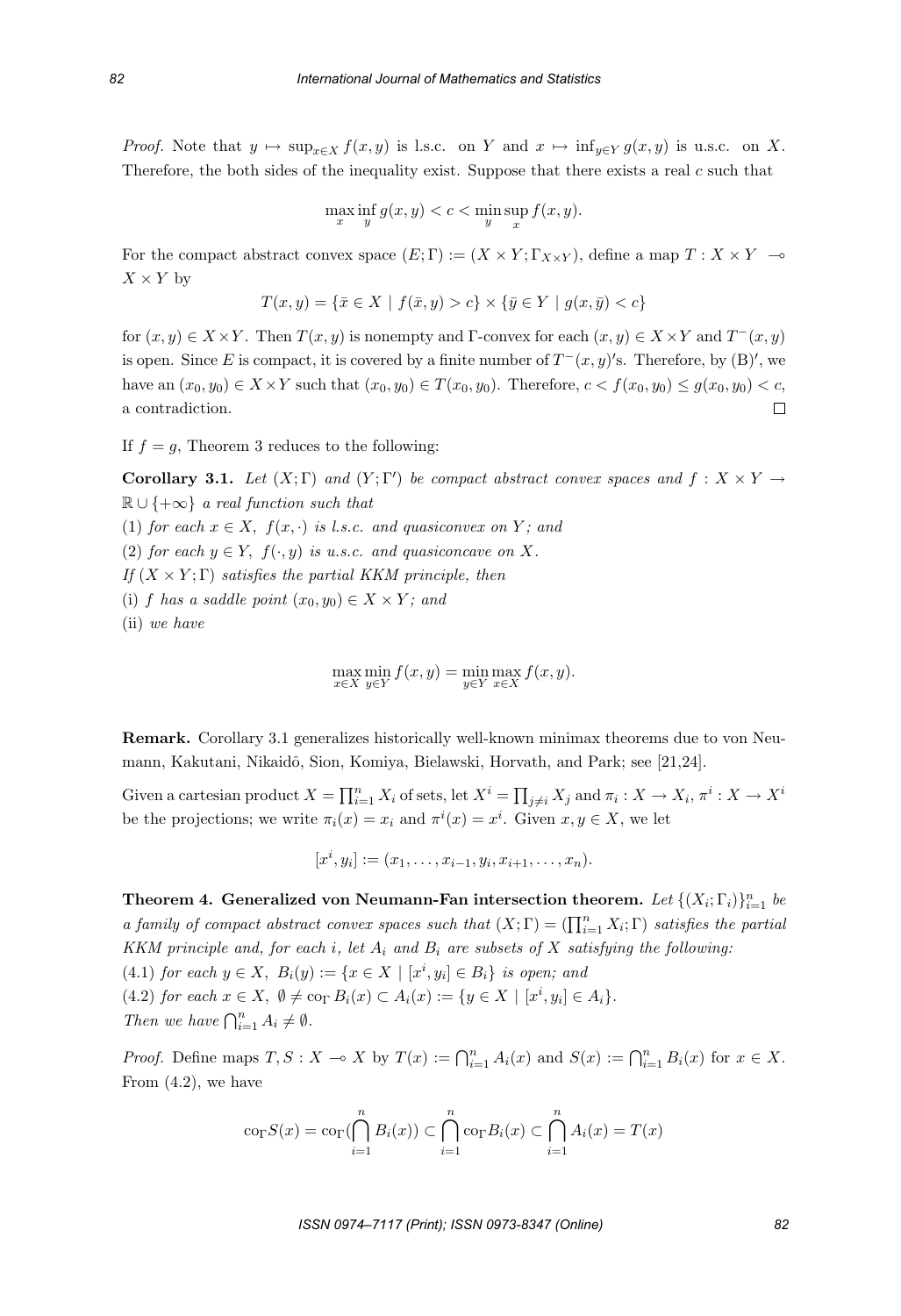*Proof.* Note that $y \mapsto \sup_{x\in X} f(x,y)$ is l.s.c. on $Y$ and $x \mapsto \inf_{y\in Y} g(x,y)$ is u.s.c. on $X$. Therefore, the both sides of the inequality exist. Suppose that there exists a real $c$ such that

$$\max_x \inf_y g(x,y) < c < \min_y \sup_x f(x,y).$$

For the compact abstract convex space $(E;\Gamma) := (X \times Y; \Gamma_{X\times Y})$, define a map $T : X \times Y \multimap X \times Y$ by

$$T(x,y) = \{\bar{x} \in X \mid f(\bar{x},y) > c\} \times \{\bar{y} \in Y \mid g(x,\bar{y}) < c\}$$

for $(x,y) \in X \times Y$. Then $T(x,y)$ is nonempty and $\Gamma$-convex for each $(x,y) \in X \times Y$ and $T^-(x,y)$ is open. Since $E$ is compact, it is covered by a finite number of $T^-(x,y)'$s. Therefore, by (B)$'$, we have an $(x_0,y_0) \in X \times Y$ such that $(x_0,y_0) \in T(x_0,y_0)$. Therefore, $c < f(x_0,y_0) \le g(x_0,y_0) < c$, a contradiction. □

If $f = g$, Theorem 3 reduces to the following:

**Corollary 3.1.** *Let $(X;\Gamma)$ and $(Y;\Gamma')$ be compact abstract convex spaces and $f : X \times Y \to \mathbb{R} \cup \{+\infty\}$ a real function such that*

*(1) for each $x \in X$, $f(x,\cdot)$ is l.s.c. and quasiconvex on $Y$; and*

*(2) for each $y \in Y$, $f(\cdot,y)$ is u.s.c. and quasiconcave on $X$.*

*If $(X \times Y;\Gamma)$ satisfies the partial KKM principle, then*

*(i) $f$ has a saddle point $(x_0,y_0) \in X \times Y$; and*

*(ii) we have*

$$\max_{x\in X} \min_{y\in Y} f(x,y) = \min_{y\in Y} \max_{x\in X} f(x,y).$$

**Remark.** Corollary 3.1 generalizes historically well-known minimax theorems due to von Neumann, Kakutani, Nikaidô, Sion, Komiya, Bielawski, Horvath, and Park; see [21,24].

Given a cartesian product $X = \prod_{i=1}^n X_i$ of sets, let $X^i = \prod_{j\neq i} X_j$ and $\pi_i : X \to X_i$, $\pi^i : X \to X^i$ be the projections; we write $\pi_i(x) = x_i$ and $\pi^i(x) = x^i$. Given $x,y \in X$, we let

$$[x^i, y_i] := (x_1,\ldots,x_{i-1},y_i,x_{i+1},\ldots,x_n).$$

**Theorem 4. Generalized von Neumann-Fan intersection theorem.** *Let $\{(X_i;\Gamma_i)\}_{i=1}^n$ be a family of compact abstract convex spaces such that $(X;\Gamma) = (\prod_{i=1}^n X_i;\Gamma)$ satisfies the partial KKM principle and, for each $i$, let $A_i$ and $B_i$ are subsets of $X$ satisfying the following:*

*(4.1) for each $y \in X$, $B_i(y) := \{x \in X \mid [x^i, y_i] \in B_i\}$ is open; and*

*(4.2) for each $x \in X$, $\emptyset \neq \mathrm{co}_\Gamma B_i(x) \subset A_i(x) := \{y \in X \mid [x^i, y_i] \in A_i\}$.*

*Then we have $\bigcap_{i=1}^n A_i \neq \emptyset$.*

*Proof.* Define maps $T, S : X \multimap X$ by $T(x) := \bigcap_{i=1}^n A_i(x)$ and $S(x) := \bigcap_{i=1}^n B_i(x)$ for $x \in X$. From (4.2), we have

$$\mathrm{co}_\Gamma S(x) = \mathrm{co}_\Gamma(\bigcap_{i=1}^n B_i(x)) \subset \bigcap_{i=1}^n \mathrm{co}_\Gamma B_i(x) \subset \bigcap_{i=1}^n A_i(x) = T(x)$$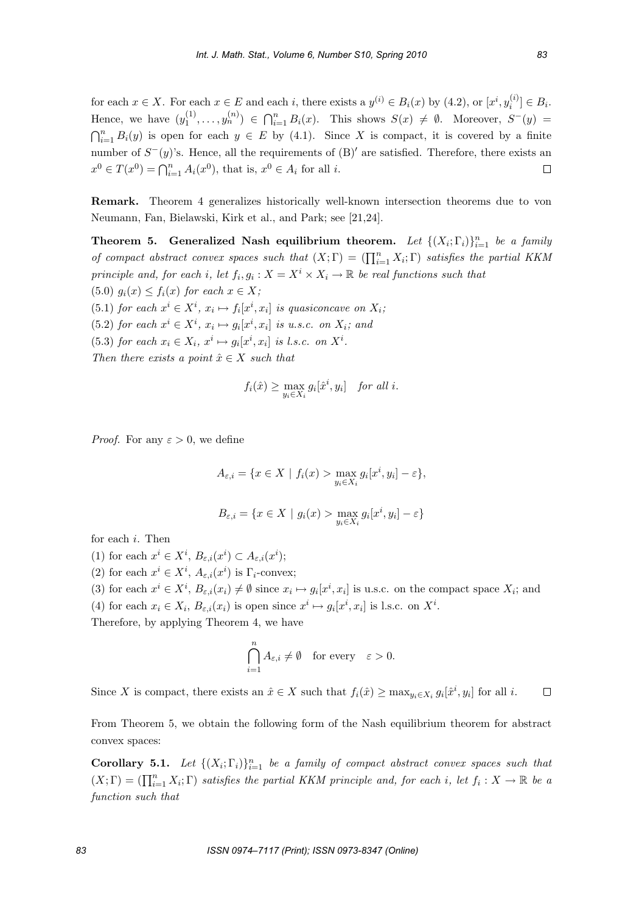for each $x \in X$. For each $x \in E$ and each $i$, there exists a $y^{(i)} \in B_i(x)$ by (4.2), or $[x^i, y_i^{(i)}] \in B_i$. Hence, we have $(y_1^{(1)}, \ldots, y_n^{(n)}) \in \bigcap_{i=1}^n B_i(x)$. This shows $S(x) \neq \emptyset$. Moreover, $S^-(y) = \bigcap_{i=1}^n B_i(y)$ is open for each $y \in E$ by (4.1). Since $X$ is compact, it is covered by a finite number of $S^-(y)$'s. Hence, all the requirements of (B)$'$ are satisfied. Therefore, there exists an $x^0 \in T(x^0) = \bigcap_{i=1}^n A_i(x^0)$, that is, $x^0 \in A_i$ for all $i$. □

**Remark.** Theorem 4 generalizes historically well-known intersection theorems due to von Neumann, Fan, Bielawski, Kirk et al., and Park; see [21,24].

**Theorem 5. Generalized Nash equilibrium theorem.** *Let $\{(X_i; \Gamma_i)\}_{i=1}^n$ be a family of compact abstract convex spaces such that $(X; \Gamma) = (\prod_{i=1}^n X_i; \Gamma)$ satisfies the partial KKM principle and, for each $i$, let $f_i, g_i : X = X^i \times X_i \to \mathbb{R}$ be real functions such that*

(5.0) $g_i(x) \leq f_i(x)$ *for each* $x \in X$*;*

(5.1) *for each* $x^i \in X^i$, $x_i \mapsto f_i[x^i, x_i]$ *is quasiconcave on* $X_i$*;*

(5.2) *for each* $x^i \in X^i$, $x_i \mapsto g_i[x^i, x_i]$ *is u.s.c. on* $X_i$*; and*

(5.3) *for each* $x_i \in X_i$, $x^i \mapsto g_i[x^i, x_i]$ *is l.s.c. on* $X^i$.

*Then there exists a point* $\hat{x} \in X$ *such that*

$$f_i(\hat{x}) \geq \max_{y_i \in X_i} g_i[\hat{x}^i, y_i] \quad \text{for all } i.$$

*Proof.* For any $\varepsilon > 0$, we define

$$A_{\varepsilon,i} = \{x \in X \mid f_i(x) > \max_{y_i \in X_i} g_i[x^i, y_i] - \varepsilon\},$$

$$B_{\varepsilon,i} = \{x \in X \mid g_i(x) > \max_{y_i \in X_i} g_i[x^i, y_i] - \varepsilon\}$$

for each $i$. Then

(1) for each $x^i \in X^i$, $B_{\varepsilon,i}(x^i) \subset A_{\varepsilon,i}(x^i)$;

(2) for each $x^i \in X^i$, $A_{\varepsilon,i}(x^i)$ is $\Gamma_i$-convex;

(3) for each $x^i \in X^i$, $B_{\varepsilon,i}(x_i) \neq \emptyset$ since $x_i \mapsto g_i[x^i, x_i]$ is u.s.c. on the compact space $X_i$; and

(4) for each $x_i \in X_i$, $B_{\varepsilon,i}(x_i)$ is open since $x^i \mapsto g_i[x^i, x_i]$ is l.s.c. on $X^i$.

Therefore, by applying Theorem 4, we have

$$\bigcap_{i=1}^n A_{\varepsilon,i} \neq \emptyset \quad \text{for every} \quad \varepsilon > 0.$$

Since $X$ is compact, there exists an $\hat{x} \in X$ such that $f_i(\hat{x}) \geq \max_{y_i \in X_i} g_i[\hat{x}^i, y_i]$ for all $i$. □

From Theorem 5, we obtain the following form of the Nash equilibrium theorem for abstract convex spaces:

**Corollary 5.1.** *Let $\{(X_i; \Gamma_i)\}_{i=1}^n$ be a family of compact abstract convex spaces such that $(X; \Gamma) = (\prod_{i=1}^n X_i; \Gamma)$ satisfies the partial KKM principle and, for each $i$, let $f_i : X \to \mathbb{R}$ be a function such that*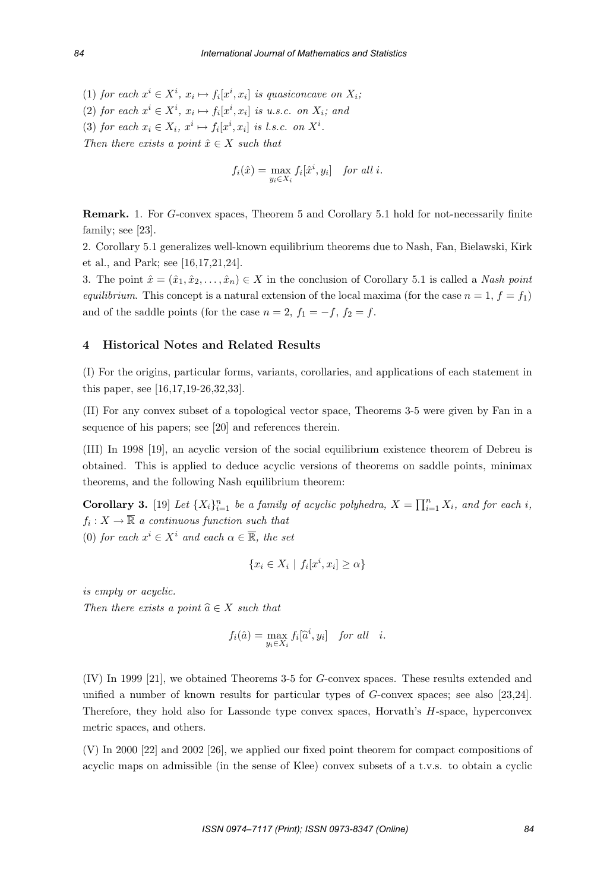(1) *for each* $x^i \in X^i$, $x_i \mapsto f_i[x^i, x_i]$ *is quasiconcave on* $X_i$*;*

(2) *for each* $x^i \in X^i$, $x_i \mapsto f_i[x^i, x_i]$ *is u.s.c. on* $X_i$*; and*

(3) *for each* $x_i \in X_i$, $x^i \mapsto f_i[x^i, x_i]$ *is l.s.c. on* $X^i$*.*

*Then there exists a point* $\hat{x} \in X$ *such that*

$$f_i(\hat{x}) = \max_{y_i \in X_i} f_i[\hat{x}^i, y_i] \quad \textit{for all } i.$$

**Remark.** 1. For $G$-convex spaces, Theorem 5 and Corollary 5.1 hold for not-necessarily finite family; see [23].

2. Corollary 5.1 generalizes well-known equilibrium theorems due to Nash, Fan, Bielawski, Kirk et al., and Park; see [16,17,21,24].

3. The point $\hat{x} = (\hat{x}_1, \hat{x}_2, \ldots, \hat{x}_n) \in X$ in the conclusion of Corollary 5.1 is called a *Nash point equilibrium*. This concept is a natural extension of the local maxima (for the case $n = 1$, $f = f_1$) and of the saddle points (for the case $n = 2$, $f_1 = -f$, $f_2 = f$.

## 4 Historical Notes and Related Results

(I) For the origins, particular forms, variants, corollaries, and applications of each statement in this paper, see [16,17,19-26,32,33].

(II) For any convex subset of a topological vector space, Theorems 3-5 were given by Fan in a sequence of his papers; see [20] and references therein.

(III) In 1998 [19], an acyclic version of the social equilibrium existence theorem of Debreu is obtained. This is applied to deduce acyclic versions of theorems on saddle points, minimax theorems, and the following Nash equilibrium theorem:

**Corollary 3.** [19] *Let* $\{X_i\}_{i=1}^n$ *be a family of acyclic polyhedra,* $X = \prod_{i=1}^n X_i$*, and for each* $i$*,* $f_i : X \to \overline{\mathbb{R}}$ *a continuous function such that*

(0) *for each* $x^i \in X^i$ *and each* $\alpha \in \overline{\mathbb{R}}$*, the set*

$$\{x_i \in X_i \mid f_i[x^i, x_i] \geq \alpha\}$$

*is empty or acyclic.*

*Then there exists a point* $\widehat{a} \in X$ *such that*

$$f_i(\hat{a}) = \max_{y_i \in X_i} f_i[\widehat{a}^i, y_i] \quad \textit{for all} \quad i.$$

(IV) In 1999 [21], we obtained Theorems 3-5 for $G$-convex spaces. These results extended and unified a number of known results for particular types of $G$-convex spaces; see also [23,24]. Therefore, they hold also for Lassonde type convex spaces, Horvath's $H$-space, hyperconvex metric spaces, and others.

(V) In 2000 [22] and 2002 [26], we applied our fixed point theorem for compact compositions of acyclic maps on admissible (in the sense of Klee) convex subsets of a t.v.s. to obtain a cyclic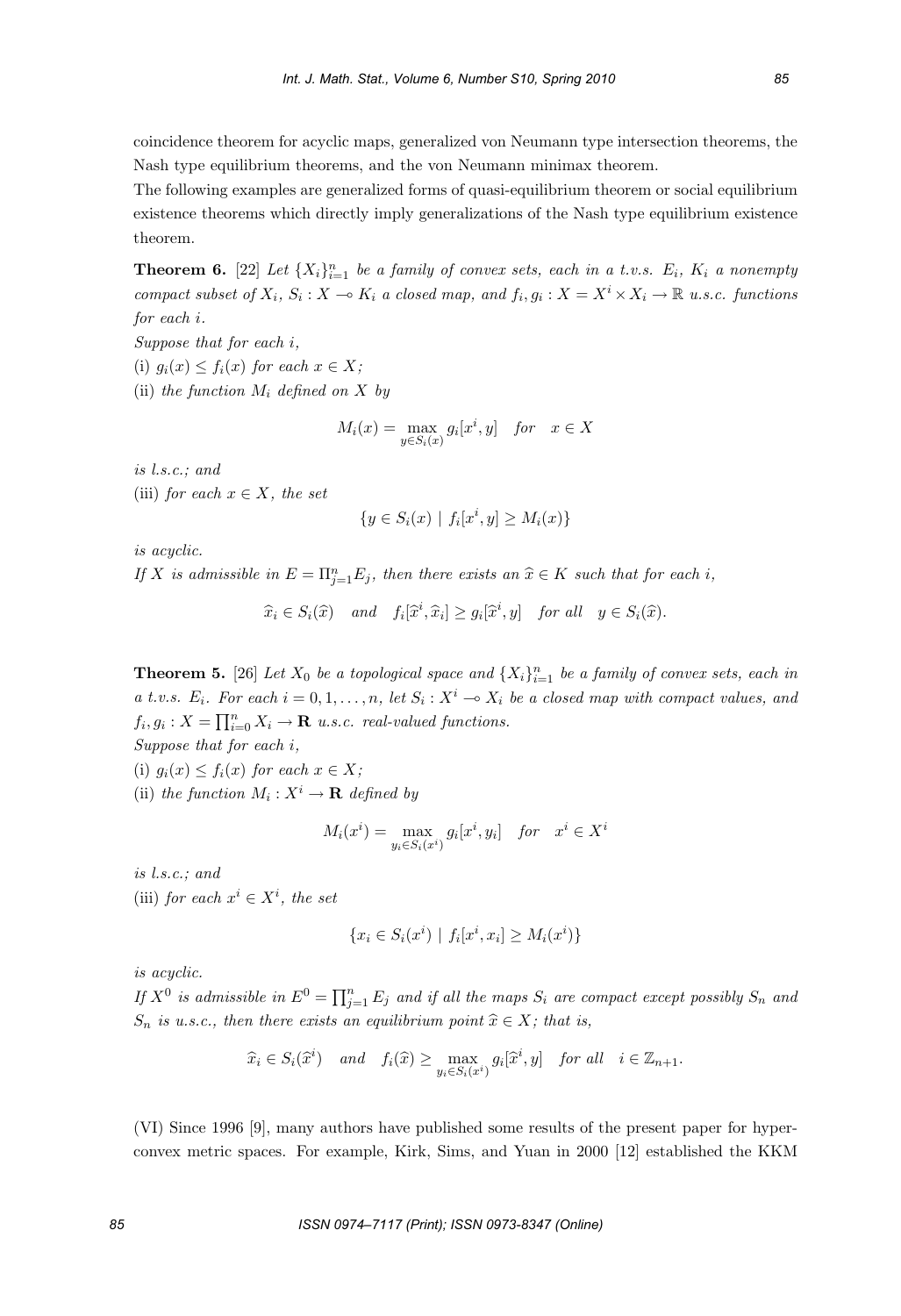coincidence theorem for acyclic maps, generalized von Neumann type intersection theorems, the Nash type equilibrium theorems, and the von Neumann minimax theorem.

The following examples are generalized forms of quasi-equilibrium theorem or social equilibrium existence theorems which directly imply generalizations of the Nash type equilibrium existence theorem.

**Theorem 6.** [22] *Let $\{X_i\}_{i=1}^n$ be a family of convex sets, each in a t.v.s. $E_i$, $K_i$ a nonempty compact subset of $X_i$, $S_i : X \multimap K_i$ a closed map, and $f_i, g_i : X = X^i \times X_i \to \mathbb{R}$ u.s.c. functions for each $i$.*

*Suppose that for each $i$,*

(i) *$g_i(x) \leq f_i(x)$ for each $x \in X$;*

(ii) *the function $M_i$ defined on $X$ by*

$$M_i(x) = \max_{y \in S_i(x)} g_i[x^i, y] \quad for \quad x \in X$$

*is l.s.c.; and*

(iii) *for each $x \in X$, the set*

$$\{y \in S_i(x) \mid f_i[x^i, y] \geq M_i(x)\}$$

*is acyclic.*

*If $X$ is admissible in $E = \Pi_{j=1}^n E_j$, then there exists an $\widehat{x} \in K$ such that for each $i$,*

$$\widehat{x}_i \in S_i(\widehat{x}) \quad and \quad f_i[\widehat{x}^i, \widehat{x}_i] \geq g_i[\widehat{x}^i, y] \quad for\ all \quad y \in S_i(\widehat{x}).$$

**Theorem 5.** [26] *Let $X_0$ be a topological space and $\{X_i\}_{i=1}^n$ be a family of convex sets, each in a t.v.s. $E_i$. For each $i = 0, 1, \ldots, n$, let $S_i : X^i \multimap X_i$ be a closed map with compact values, and $f_i, g_i : X = \prod_{i=0}^n X_i \to \mathbf{R}$ u.s.c. real-valued functions.*

*Suppose that for each $i$,*

(i) *$g_i(x) \leq f_i(x)$ for each $x \in X$;*

(ii) *the function $M_i : X^i \to \mathbf{R}$ defined by*

$$M_i(x^i) = \max_{y_i \in S_i(x^i)} g_i[x^i, y_i] \quad for \quad x^i \in X^i$$

*is l.s.c.; and*

(iii) *for each $x^i \in X^i$, the set*

$$\{x_i \in S_i(x^i) \mid f_i[x^i, x_i] \geq M_i(x^i)\}$$

*is acyclic.*

*If $X^0$ is admissible in $E^0 = \prod_{j=1}^n E_j$ and if all the maps $S_i$ are compact except possibly $S_n$ and $S_n$ is u.s.c., then there exists an equilibrium point $\widehat{x} \in X$; that is,*

$$\widehat{x}_i \in S_i(\widehat{x}^i) \quad and \quad f_i(\widehat{x}) \geq \max_{y_i \in S_i(x^i)} g_i[\widehat{x}^i, y] \quad for\ all \quad i \in \mathbb{Z}_{n+1}.$$

(VI) Since 1996 [9], many authors have published some results of the present paper for hyperconvex metric spaces. For example, Kirk, Sims, and Yuan in 2000 [12] established the KKM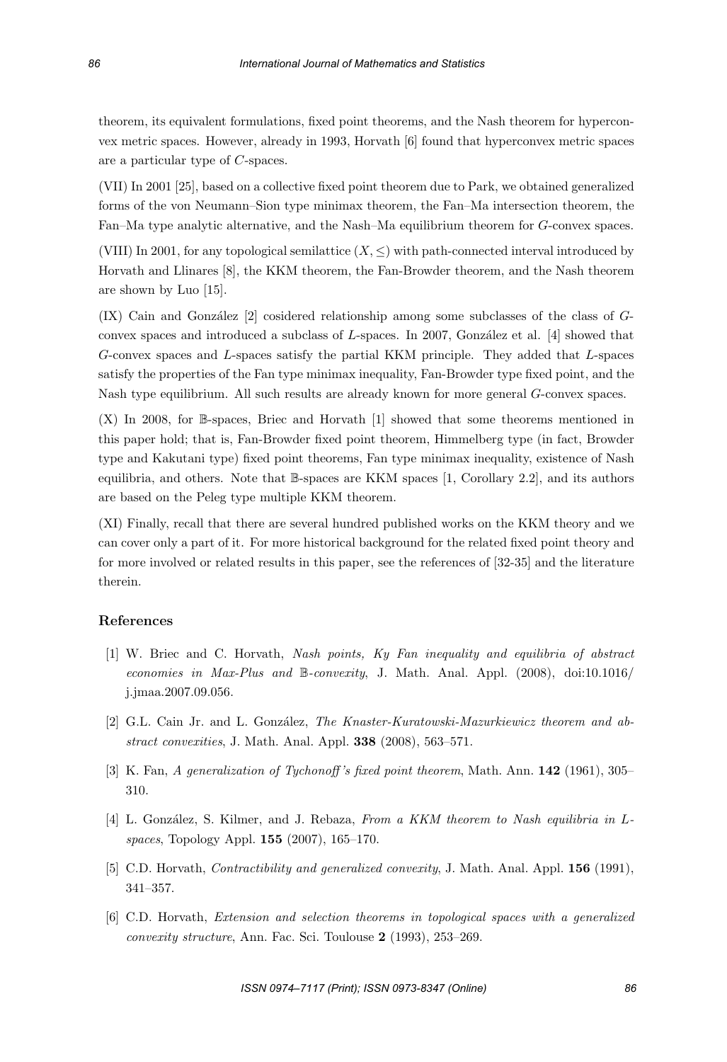theorem, its equivalent formulations, fixed point theorems, and the Nash theorem for hyperconvex metric spaces. However, already in 1993, Horvath [6] found that hyperconvex metric spaces are a particular type of $C$-spaces.

(VII) In 2001 [25], based on a collective fixed point theorem due to Park, we obtained generalized forms of the von Neumann–Sion type minimax theorem, the Fan–Ma intersection theorem, the Fan–Ma type analytic alternative, and the Nash–Ma equilibrium theorem for $G$-convex spaces.

(VIII) In 2001, for any topological semilattice $(X, \leq)$ with path-connected interval introduced by Horvath and Llinares [8], the KKM theorem, the Fan-Browder theorem, and the Nash theorem are shown by Luo [15].

(IX) Cain and González [2] cosidered relationship among some subclasses of the class of $G$-convex spaces and introduced a subclass of $L$-spaces. In 2007, González et al. [4] showed that $G$-convex spaces and $L$-spaces satisfy the partial KKM principle. They added that $L$-spaces satisfy the properties of the Fan type minimax inequality, Fan-Browder type fixed point, and the Nash type equilibrium. All such results are already known for more general $G$-convex spaces.

(X) In 2008, for $\mathbb{B}$-spaces, Briec and Horvath [1] showed that some theorems mentioned in this paper hold; that is, Fan-Browder fixed point theorem, Himmelberg type (in fact, Browder type and Kakutani type) fixed point theorems, Fan type minimax inequality, existence of Nash equilibria, and others. Note that $\mathbb{B}$-spaces are KKM spaces [1, Corollary 2.2], and its authors are based on the Peleg type multiple KKM theorem.

(XI) Finally, recall that there are several hundred published works on the KKM theory and we can cover only a part of it. For more historical background for the related fixed point theory and for more involved or related results in this paper, see the references of [32-35] and the literature therein.

## References

[1] W. Briec and C. Horvath, *Nash points, Ky Fan inequality and equilibria of abstract economies in Max-Plus and $\mathbb{B}$-convexity*, J. Math. Anal. Appl. (2008), doi:10.1016/j.jmaa.2007.09.056.

[2] G.L. Cain Jr. and L. González, *The Knaster-Kuratowski-Mazurkiewicz theorem and abstract convexities*, J. Math. Anal. Appl. **338** (2008), 563–571.

[3] K. Fan, *A generalization of Tychonoff's fixed point theorem*, Math. Ann. **142** (1961), 305–310.

[4] L. González, S. Kilmer, and J. Rebaza, *From a KKM theorem to Nash equilibria in L-spaces*, Topology Appl. **155** (2007), 165–170.

[5] C.D. Horvath, *Contractibility and generalized convexity*, J. Math. Anal. Appl. **156** (1991), 341–357.

[6] C.D. Horvath, *Extension and selection theorems in topological spaces with a generalized convexity structure*, Ann. Fac. Sci. Toulouse **2** (1993), 253–269.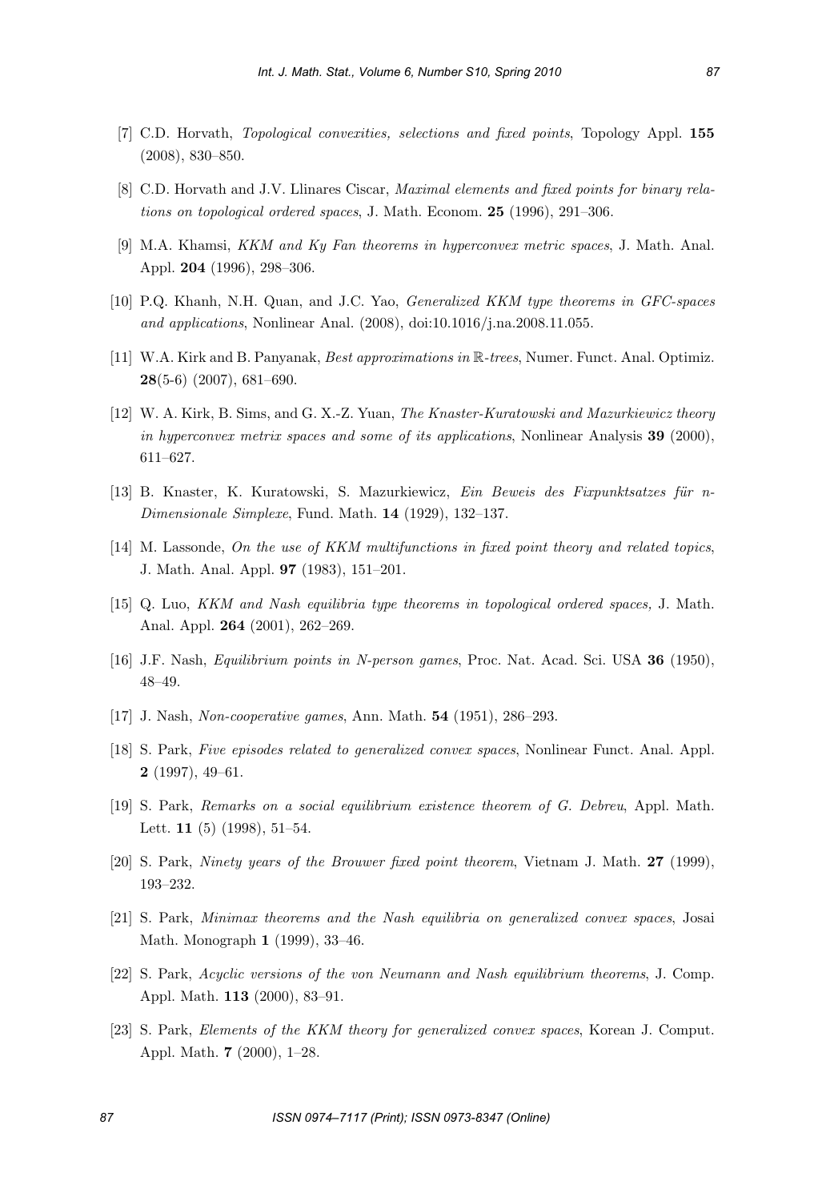[7] C.D. Horvath, *Topological convexities, selections and fixed points*, Topology Appl. **155** (2008), 830–850.

[8] C.D. Horvath and J.V. Llinares Ciscar, *Maximal elements and fixed points for binary relations on topological ordered spaces*, J. Math. Econom. **25** (1996), 291–306.

[9] M.A. Khamsi, *KKM and Ky Fan theorems in hyperconvex metric spaces*, J. Math. Anal. Appl. **204** (1996), 298–306.

[10] P.Q. Khanh, N.H. Quan, and J.C. Yao, *Generalized KKM type theorems in GFC-spaces and applications*, Nonlinear Anal. (2008), doi:10.1016/j.na.2008.11.055.

[11] W.A. Kirk and B. Panyanak, *Best approximations in* $\mathbb{R}$*-trees*, Numer. Funct. Anal. Optimiz. **28**(5-6) (2007), 681–690.

[12] W. A. Kirk, B. Sims, and G. X.-Z. Yuan, *The Knaster-Kuratowski and Mazurkiewicz theory in hyperconvex metrix spaces and some of its applications*, Nonlinear Analysis **39** (2000), 611–627.

[13] B. Knaster, K. Kuratowski, S. Mazurkiewicz, *Ein Beweis des Fixpunktsatzes für n-Dimensionale Simplexe*, Fund. Math. **14** (1929), 132–137.

[14] M. Lassonde, *On the use of KKM multifunctions in fixed point theory and related topics*, J. Math. Anal. Appl. **97** (1983), 151–201.

[15] Q. Luo, *KKM and Nash equilibria type theorems in topological ordered spaces,* J. Math. Anal. Appl. **264** (2001), 262–269.

[16] J.F. Nash, *Equilibrium points in N-person games*, Proc. Nat. Acad. Sci. USA **36** (1950), 48–49.

[17] J. Nash, *Non-cooperative games*, Ann. Math. **54** (1951), 286–293.

[18] S. Park, *Five episodes related to generalized convex spaces*, Nonlinear Funct. Anal. Appl. **2** (1997), 49–61.

[19] S. Park, *Remarks on a social equilibrium existence theorem of G. Debreu*, Appl. Math. Lett. **11** (5) (1998), 51–54.

[20] S. Park, *Ninety years of the Brouwer fixed point theorem*, Vietnam J. Math. **27** (1999), 193–232.

[21] S. Park, *Minimax theorems and the Nash equilibria on generalized convex spaces*, Josai Math. Monograph **1** (1999), 33–46.

[22] S. Park, *Acyclic versions of the von Neumann and Nash equilibrium theorems*, J. Comp. Appl. Math. **113** (2000), 83–91.

[23] S. Park, *Elements of the KKM theory for generalized convex spaces*, Korean J. Comput. Appl. Math. **7** (2000), 1–28.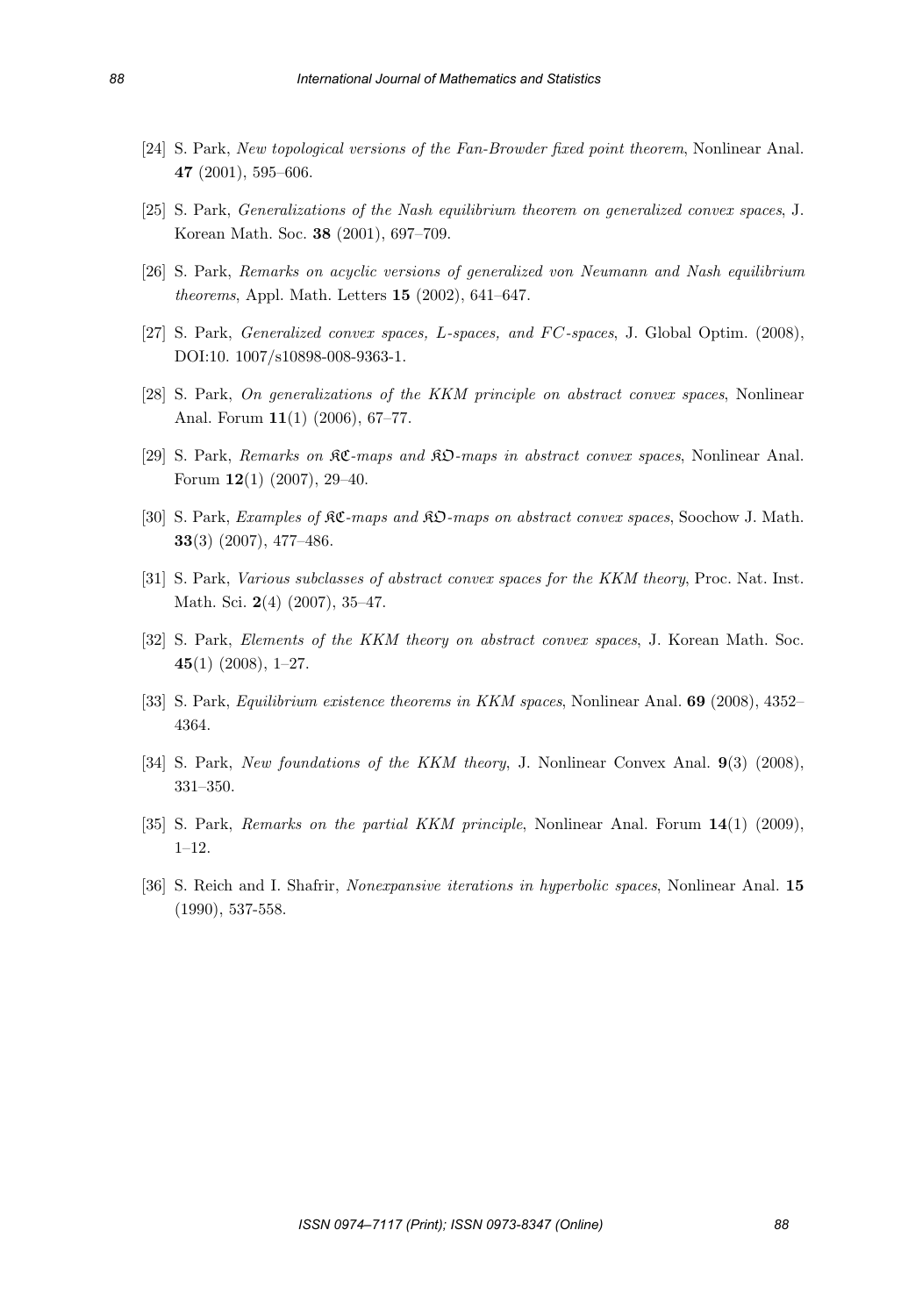[24] S. Park, *New topological versions of the Fan-Browder fixed point theorem*, Nonlinear Anal. **47** (2001), 595–606.

[25] S. Park, *Generalizations of the Nash equilibrium theorem on generalized convex spaces*, J. Korean Math. Soc. **38** (2001), 697–709.

[26] S. Park, *Remarks on acyclic versions of generalized von Neumann and Nash equilibrium theorems*, Appl. Math. Letters **15** (2002), 641–647.

[27] S. Park, *Generalized convex spaces, L-spaces, and FC-spaces*, J. Global Optim. (2008), DOI:10. 1007/s10898-008-9363-1.

[28] S. Park, *On generalizations of the KKM principle on abstract convex spaces*, Nonlinear Anal. Forum **11**(1) (2006), 67–77.

[29] S. Park, *Remarks on $\mathfrak{KC}$-maps and $\mathfrak{KO}$-maps in abstract convex spaces*, Nonlinear Anal. Forum **12**(1) (2007), 29–40.

[30] S. Park, *Examples of $\mathfrak{KC}$-maps and $\mathfrak{KO}$-maps on abstract convex spaces*, Soochow J. Math. **33**(3) (2007), 477–486.

[31] S. Park, *Various subclasses of abstract convex spaces for the KKM theory*, Proc. Nat. Inst. Math. Sci. **2**(4) (2007), 35–47.

[32] S. Park, *Elements of the KKM theory on abstract convex spaces*, J. Korean Math. Soc. **45**(1) (2008), 1–27.

[33] S. Park, *Equilibrium existence theorems in KKM spaces*, Nonlinear Anal. **69** (2008), 4352–4364.

[34] S. Park, *New foundations of the KKM theory*, J. Nonlinear Convex Anal. **9**(3) (2008), 331–350.

[35] S. Park, *Remarks on the partial KKM principle*, Nonlinear Anal. Forum **14**(1) (2009), 1–12.

[36] S. Reich and I. Shafrir, *Nonexpansive iterations in hyperbolic spaces*, Nonlinear Anal. **15** (1990), 537-558.